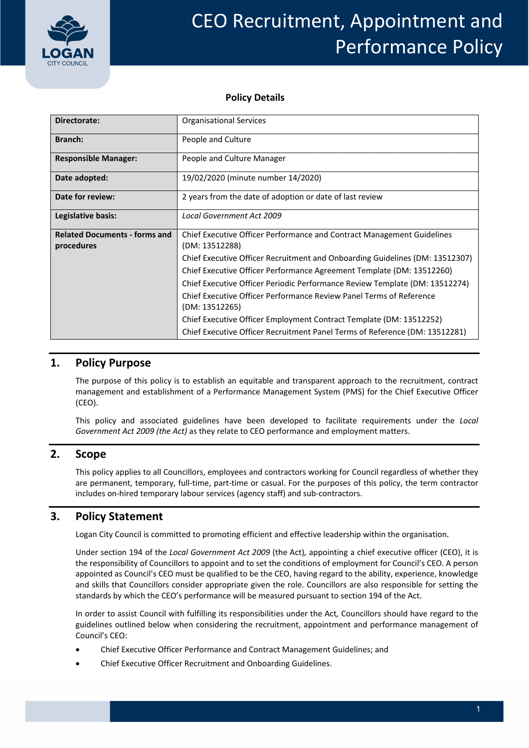# CEO Recruitment, Appointment and Performance Policy

**Policy Details**

| **Directorate:** | Organisational Services |
|---|---|
| **Branch:** | People and Culture |
| **Responsible Manager:** | People and Culture Manager |
| **Date adopted:** | 19/02/2020 (minute number 14/2020) |
| **Date for review:** | 2 years from the date of adoption or date of last review |
| **Legislative basis:** | *Local Government Act 2009* |
| **Related Documents - forms and procedures** | Chief Executive Officer Performance and Contract Management Guidelines (DM: 13512288)<br>Chief Executive Officer Recruitment and Onboarding Guidelines (DM: 13512307)<br>Chief Executive Officer Performance Agreement Template (DM: 13512260)<br>Chief Executive Officer Periodic Performance Review Template (DM: 13512274)<br>Chief Executive Officer Performance Review Panel Terms of Reference (DM: 13512265)<br>Chief Executive Officer Employment Contract Template (DM: 13512252)<br>Chief Executive Officer Recruitment Panel Terms of Reference (DM: 13512281) |

## 1. Policy Purpose

The purpose of this policy is to establish an equitable and transparent approach to the recruitment, contract management and establishment of a Performance Management System (PMS) for the Chief Executive Officer (CEO).

This policy and associated guidelines have been developed to facilitate requirements under the *Local Government Act 2009 (the Act)* as they relate to CEO performance and employment matters.

## 2. Scope

This policy applies to all Councillors, employees and contractors working for Council regardless of whether they are permanent, temporary, full-time, part-time or casual. For the purposes of this policy, the term contractor includes on-hired temporary labour services (agency staff) and sub-contractors.

## 3. Policy Statement

Logan City Council is committed to promoting efficient and effective leadership within the organisation.

Under section 194 of the *Local Government Act 2009* (the Act)*,* appointing a chief executive officer (CEO), it is the responsibility of Councillors to appoint and to set the conditions of employment for Council's CEO. A person appointed as Council's CEO must be qualified to be the CEO, having regard to the ability, experience, knowledge and skills that Councillors consider appropriate given the role. Councillors are also responsible for setting the standards by which the CEO's performance will be measured pursuant to section 194 of the Act.

In order to assist Council with fulfilling its responsibilities under the Act*,* Councillors should have regard to the guidelines outlined below when considering the recruitment, appointment and performance management of Council's CEO:

- Chief Executive Officer Performance and Contract Management Guidelines; and
- Chief Executive Officer Recruitment and Onboarding Guidelines.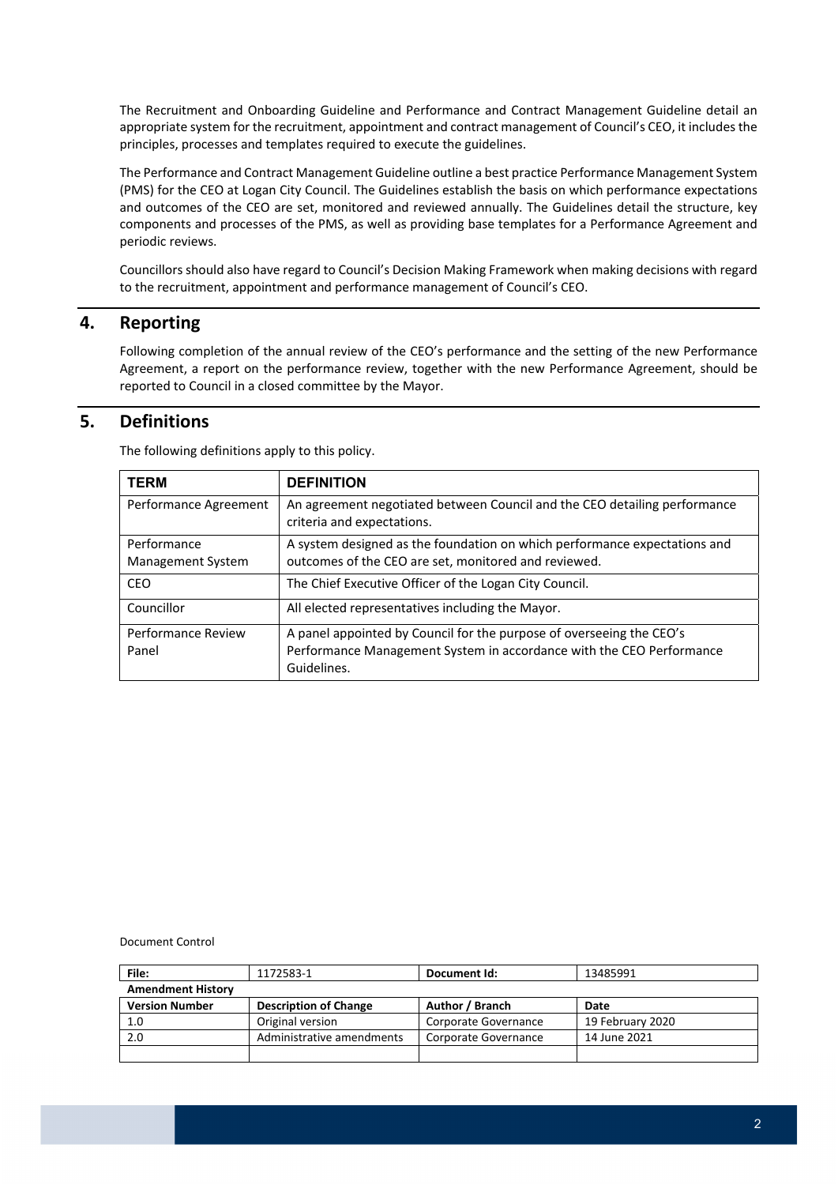The Recruitment and Onboarding Guideline and Performance and Contract Management Guideline detail an appropriate system for the recruitment, appointment and contract management of Council's CEO, it includes the principles, processes and templates required to execute the guidelines.

The Performance and Contract Management Guideline outline a best practice Performance Management System (PMS) for the CEO at Logan City Council. The Guidelines establish the basis on which performance expectations and outcomes of the CEO are set, monitored and reviewed annually. The Guidelines detail the structure, key components and processes of the PMS, as well as providing base templates for a Performance Agreement and periodic reviews.

Councillors should also have regard to Council's Decision Making Framework when making decisions with regard to the recruitment, appointment and performance management of Council's CEO.

## 4. Reporting

Following completion of the annual review of the CEO's performance and the setting of the new Performance Agreement, a report on the performance review, together with the new Performance Agreement, should be reported to Council in a closed committee by the Mayor.

## 5. Definitions

The following definitions apply to this policy.

| TERM | DEFINITION |
|---|---|
| Performance Agreement | An agreement negotiated between Council and the CEO detailing performance criteria and expectations. |
| Performance Management System | A system designed as the foundation on which performance expectations and outcomes of the CEO are set, monitored and reviewed. |
| CEO | The Chief Executive Officer of the Logan City Council. |
| Councillor | All elected representatives including the Mayor. |
| Performance Review Panel | A panel appointed by Council for the purpose of overseeing the CEO's Performance Management System in accordance with the CEO Performance Guidelines. |

Document Control

| **File:** | 1172583-1 | **Document Id:** | 13485991 |
|---|---|---|---|
| **Amendment History** | | | |
| **Version Number** | **Description of Change** | **Author / Branch** | **Date** |
| 1.0 | Original version | Corporate Governance | 19 February 2020 |
| 2.0 | Administrative amendments | Corporate Governance | 14 June 2021 |
| | | | |